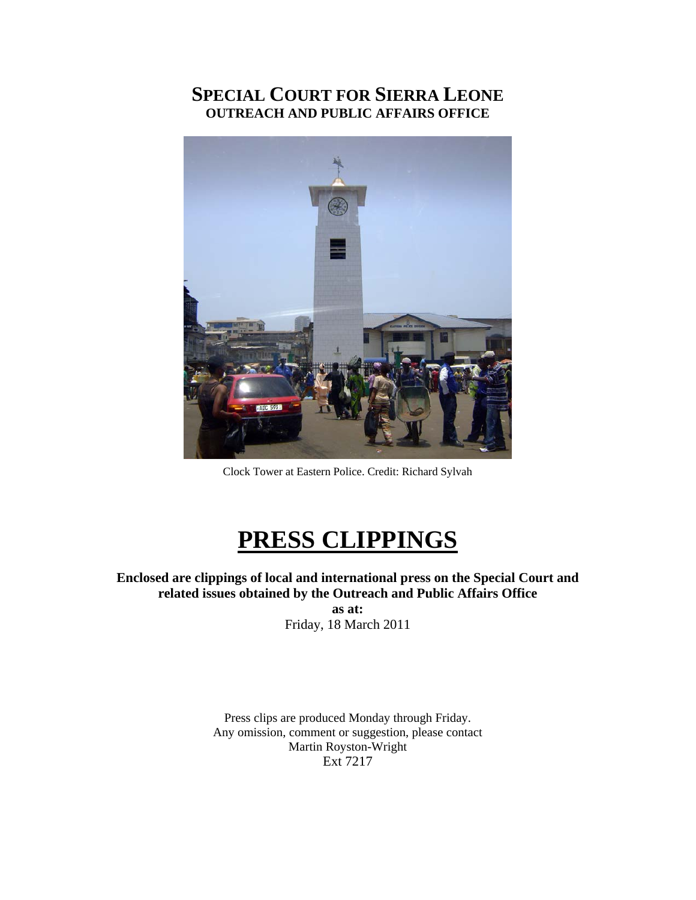# SPECIAL COURT FOR SIERRA LEONE
## OUTREACH AND PUBLIC AFFAIRS OFFICE

Clock Tower at Eastern Police. Credit: Richard Sylvah

# PRESS CLIPPINGS

**Enclosed are clippings of local and international press on the Special Court and related issues obtained by the Outreach and Public Affairs Office**

**as at:**

Friday, 18 March 2011

Press clips are produced Monday through Friday.
Any omission, comment or suggestion, please contact
Martin Royston-Wright
Ext 7217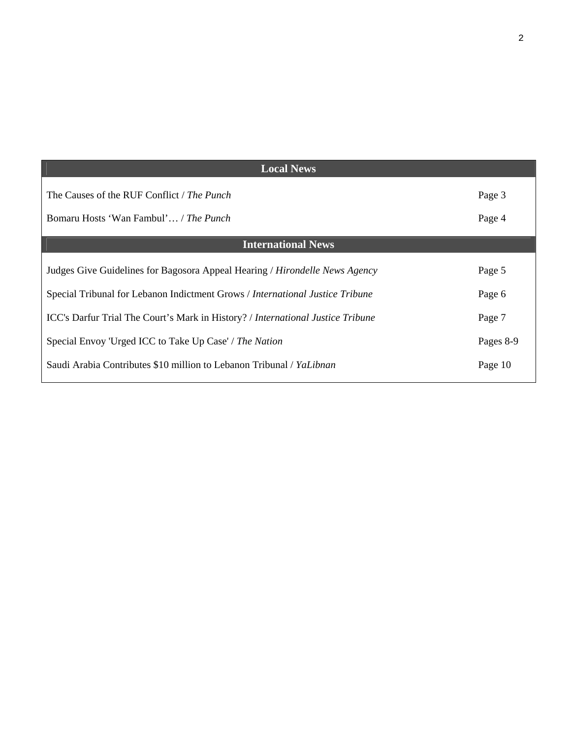| Local News | |
|---|---|
| The Causes of the RUF Conflict / *The Punch* | Page 3 |
| Bomaru Hosts 'Wan Fambul'… / *The Punch* | Page 4 |
| **International News** | |
| Judges Give Guidelines for Bagosora Appeal Hearing / *Hirondelle News Agency* | Page 5 |
| Special Tribunal for Lebanon Indictment Grows / *International Justice Tribune* | Page 6 |
| ICC's Darfur Trial The Court's Mark in History? / *International Justice Tribune* | Page 7 |
| Special Envoy 'Urged ICC to Take Up Case' / *The Nation* | Pages 8-9 |
| Saudi Arabia Contributes $10 million to Lebanon Tribunal / *YaLibnan* | Page 10 |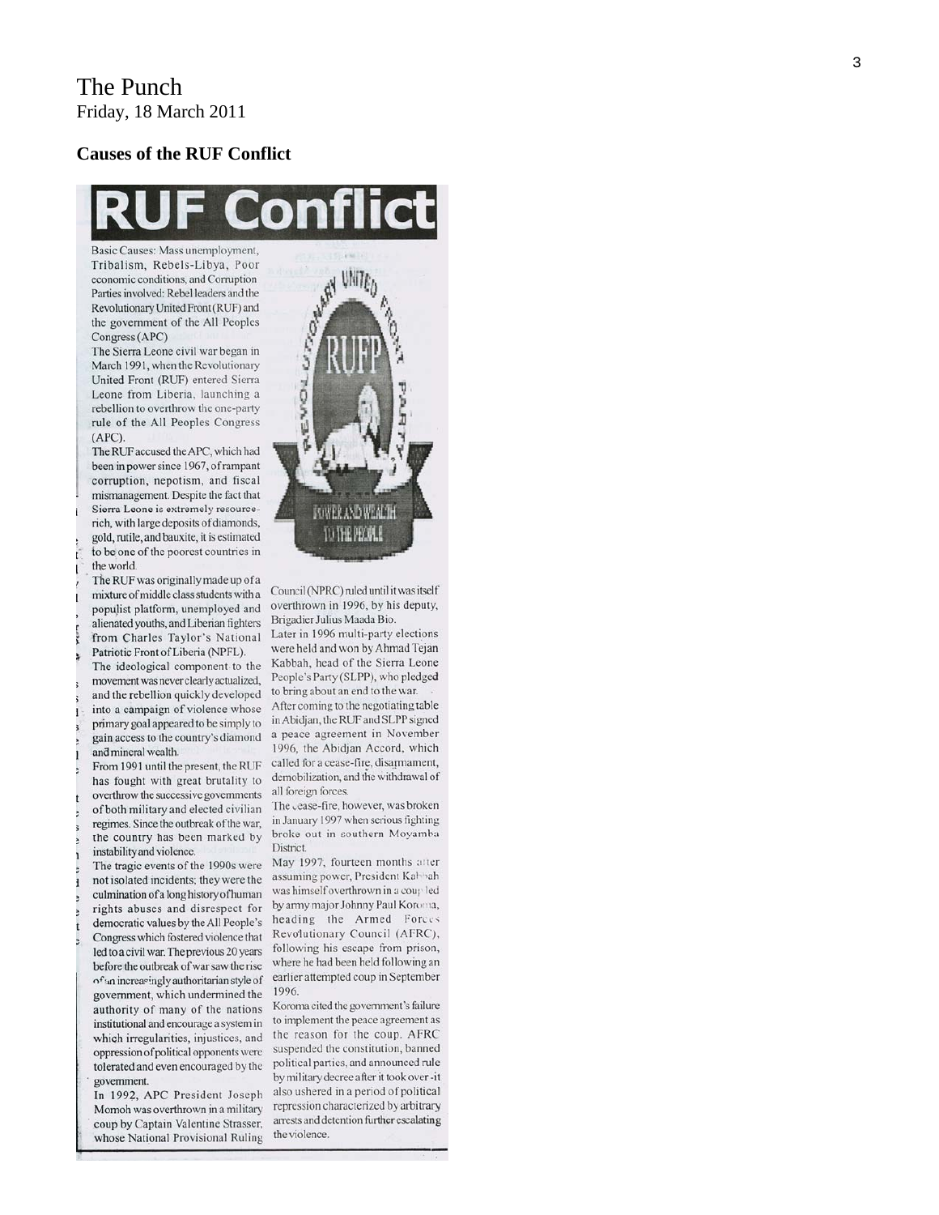# The Punch

Friday, 18 March 2011

## Causes of the RUF Conflict

# RUF Conflict

Basic Causes: Mass unemployment, Tribalism, Rebels-Libya, Poor economic conditions, and Corruption

Parties involved: Rebel leaders and the Revolutionary United Front (RUF) and the government of the All Peoples Congress (APC)

The Sierra Leone civil war began in March 1991, when the Revolutionary United Front (RUF) entered Sierra Leone from Liberia, launching a rebellion to overthrow the one-party rule of the All Peoples Congress (APC).

The RUF accused the APC, which had been in power since 1967, of rampant corruption, nepotism, and fiscal mismanagement. Despite the fact that Sierra Leone is extremely resource-rich, with large deposits of diamonds, gold, rutile, and bauxite, it is estimated to be one of the poorest countries in the world.

The RUF was originally made up of a mixture of middle class students with a populist platform, unemployed and alienated youths, and Liberian fighters from Charles Taylor's National Patriotic Front of Liberia (NPFL).

The ideological component to the movement was never clearly actualized, and the rebellion quickly developed into a campaign of violence whose primary goal appeared to be simply to gain access to the country's diamond and mineral wealth.

From 1991 until the present, the RUF has fought with great brutality to overthrow the successive governments of both military and elected civilian regimes. Since the outbreak of the war, the country has been marked by instability and violence.

The tragic events of the 1990s were not isolated incidents; they were the culmination of a long history of human rights abuses and disrespect for democratic values by the All People's Congress which fostered violence that led to a civil war. The previous 20 years before the outbreak of war saw the rise of an increasingly authoritarian style of government, which undermined the authority of many of the nations institutional and encourage a system in which irregularities, injustices, and oppression of political opponents were tolerated and even encouraged by the government.

In 1992, APC President Joseph Momoh was overthrown in a military coup by Captain Valentine Strasser, whose National Provisional Ruling Council (NPRC) ruled until it was itself overthrown in 1996, by his deputy, Brigadier Julius Maada Bio.

Later in 1996 multi-party elections were held and won by Ahmad Tejan Kabbah, head of the Sierra Leone People's Party (SLPP), who pledged to bring about an end to the war.

After coming to the negotiating table in Abidjan, the RUF and SLPP signed a peace agreement in November 1996, the Abidjan Accord, which called for a cease-fire, disarmament, demobilization, and the withdrawal of all foreign forces.

The cease-fire, however, was broken in January 1997 when serious fighting broke out in southern Moyamba District.

May 1997, fourteen months after assuming power, President Kabbah was himself overthrown in a coup led by army major Johnny Paul Koroma, heading the Armed Forces Revolutionary Council (AFRC), following his escape from prison, where he had been held following an earlier attempted coup in September 1996.

Koroma cited the government's failure to implement the peace agreement as the reason for the coup. AFRC suspended the constitution, banned political parties, and announced rule by military decree after it took over -it also ushered in a period of political repression characterized by arbitrary arrests and detention further escalating the violence.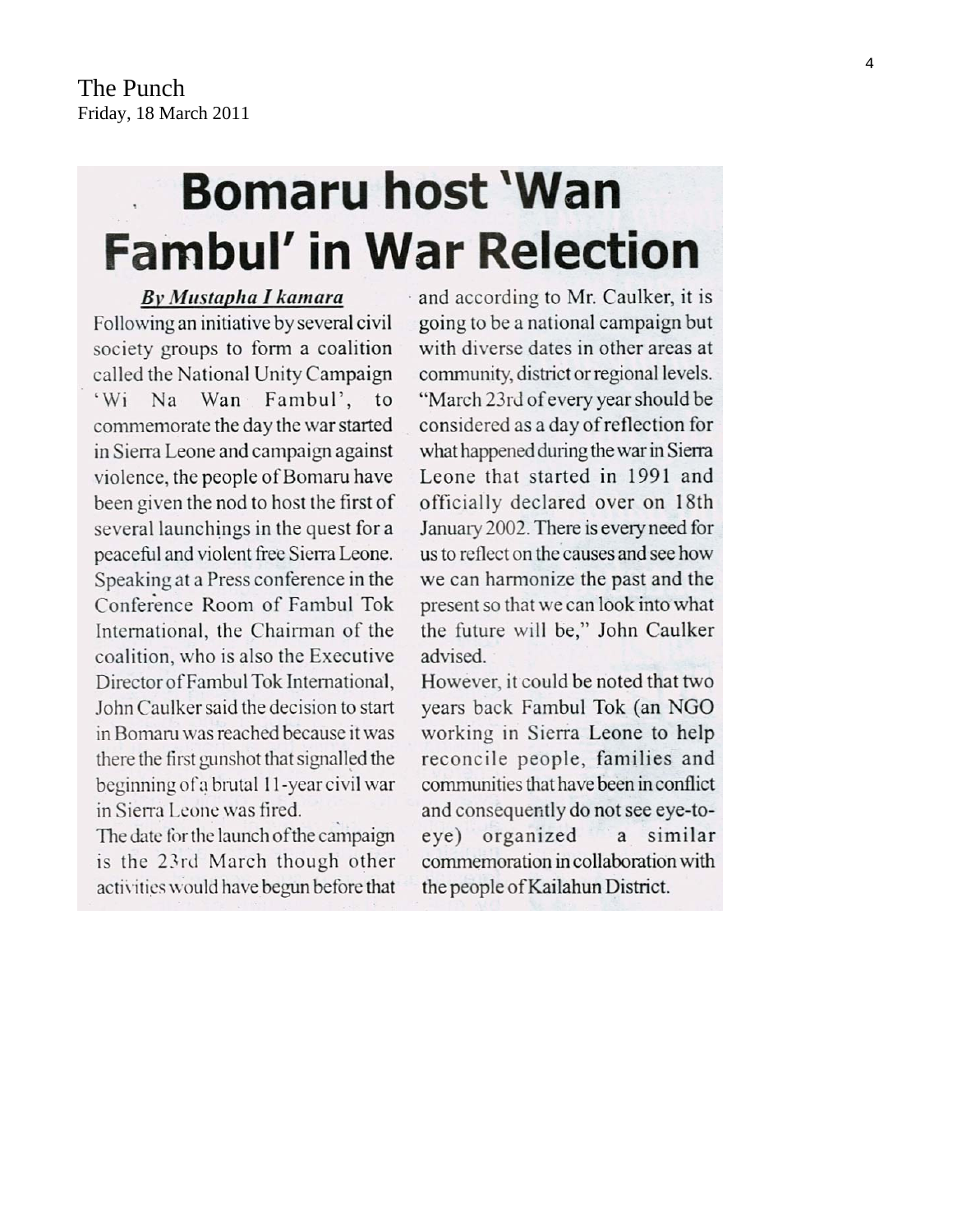The Punch
Friday, 18 March 2011

# Bomaru host 'Wan Fambul' in War Relection

***By Mustapha I kamara***

Following an initiative by several civil society groups to form a coalition called the National Unity Campaign 'Wi Na Wan Fambul', to commemorate the day the war started in Sierra Leone and campaign against violence, the people of Bomaru have been given the nod to host the first of several launchings in the quest for a peaceful and violent free Sierra Leone.

Speaking at a Press conference in the Conference Room of Fambul Tok International, the Chairman of the coalition, who is also the Executive Director of Fambul Tok International, John Caulker said the decision to start in Bomaru was reached because it was there the first gunshot that signalled the beginning of a brutal 11-year civil war in Sierra Leone was fired.

The date for the launch of the campaign is the 23rd March though other activities would have begun before that and according to Mr. Caulker, it is going to be a national campaign but with diverse dates in other areas at community, district or regional levels.

"March 23rd of every year should be considered as a day of reflection for what happened during the war in Sierra Leone that started in 1991 and officially declared over on 18th January 2002. There is every need for us to reflect on the causes and see how we can harmonize the past and the present so that we can look into what the future will be," John Caulker advised.

However, it could be noted that two years back Fambul Tok (an NGO working in Sierra Leone to help reconcile people, families and communities that have been in conflict and consequently do not see eye-to-eye) organized a similar commemoration in collaboration with the people of Kailahun District.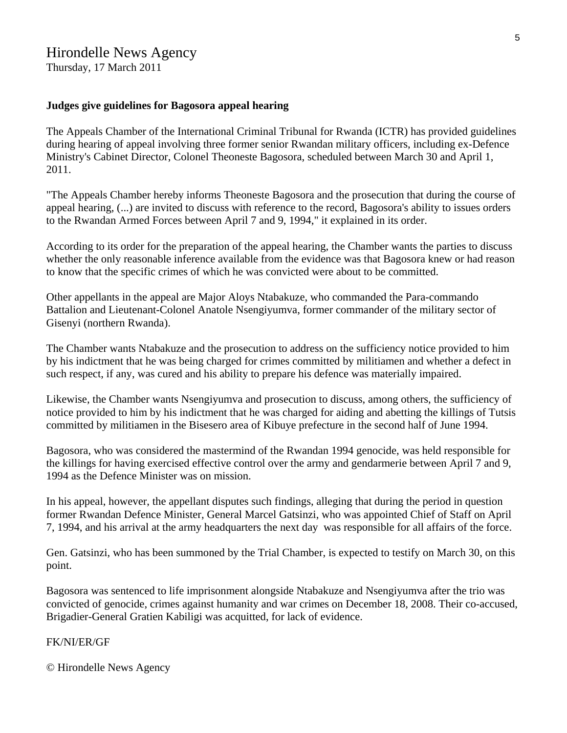Hirondelle News Agency
Thursday, 17 March 2011

**Judges give guidelines for Bagosora appeal hearing**

The Appeals Chamber of the International Criminal Tribunal for Rwanda (ICTR) has provided guidelines during hearing of appeal involving three former senior Rwandan military officers, including ex-Defence Ministry's Cabinet Director, Colonel Theoneste Bagosora, scheduled between March 30 and April 1, 2011.

"The Appeals Chamber hereby informs Theoneste Bagosora and the prosecution that during the course of appeal hearing, (...) are invited to discuss with reference to the record, Bagosora's ability to issues orders to the Rwandan Armed Forces between April 7 and 9, 1994," it explained in its order.

According to its order for the preparation of the appeal hearing, the Chamber wants the parties to discuss whether the only reasonable inference available from the evidence was that Bagosora knew or had reason to know that the specific crimes of which he was convicted were about to be committed.

Other appellants in the appeal are Major Aloys Ntabakuze, who commanded the Para-commando Battalion and Lieutenant-Colonel Anatole Nsengiyumva, former commander of the military sector of Gisenyi (northern Rwanda).

The Chamber wants Ntabakuze and the prosecution to address on the sufficiency notice provided to him by his indictment that he was being charged for crimes committed by militiamen and whether a defect in such respect, if any, was cured and his ability to prepare his defence was materially impaired.

Likewise, the Chamber wants Nsengiyumva and prosecution to discuss, among others, the sufficiency of notice provided to him by his indictment that he was charged for aiding and abetting the killings of Tutsis committed by militiamen in the Bisesero area of Kibuye prefecture in the second half of June 1994.

Bagosora, who was considered the mastermind of the Rwandan 1994 genocide, was held responsible for the killings for having exercised effective control over the army and gendarmerie between April 7 and 9, 1994 as the Defence Minister was on mission.

In his appeal, however, the appellant disputes such findings, alleging that during the period in question former Rwandan Defence Minister, General Marcel Gatsinzi, who was appointed Chief of Staff on April 7, 1994, and his arrival at the army headquarters the next day was responsible for all affairs of the force.

Gen. Gatsinzi, who has been summoned by the Trial Chamber, is expected to testify on March 30, on this point.

Bagosora was sentenced to life imprisonment alongside Ntabakuze and Nsengiyumva after the trio was convicted of genocide, crimes against humanity and war crimes on December 18, 2008. Their co-accused, Brigadier-General Gratien Kabiligi was acquitted, for lack of evidence.

FK/NI/ER/GF

© Hirondelle News Agency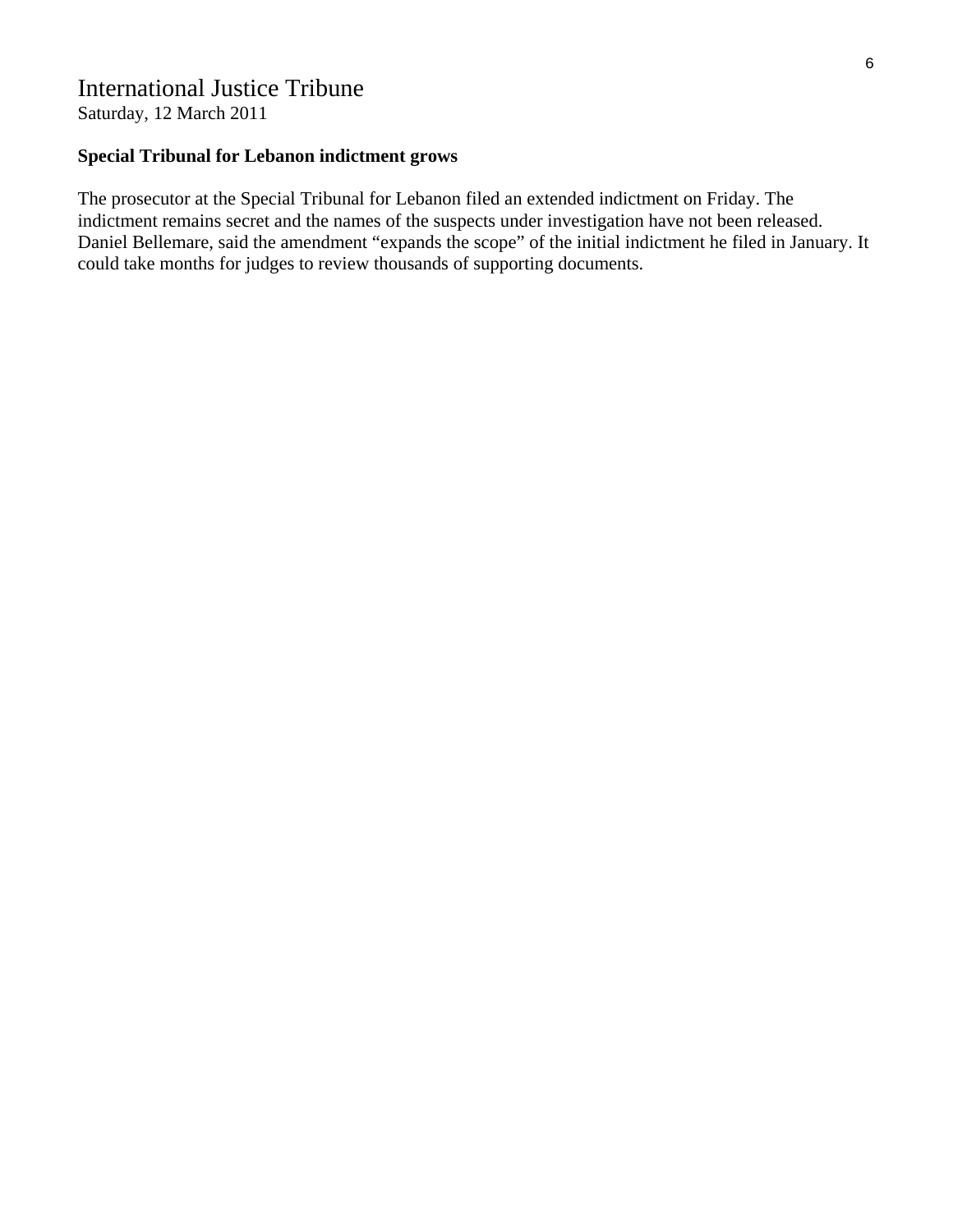International Justice Tribune
Saturday, 12 March 2011

**Special Tribunal for Lebanon indictment grows**

The prosecutor at the Special Tribunal for Lebanon filed an extended indictment on Friday. The indictment remains secret and the names of the suspects under investigation have not been released. Daniel Bellemare, said the amendment "expands the scope" of the initial indictment he filed in January. It could take months for judges to review thousands of supporting documents.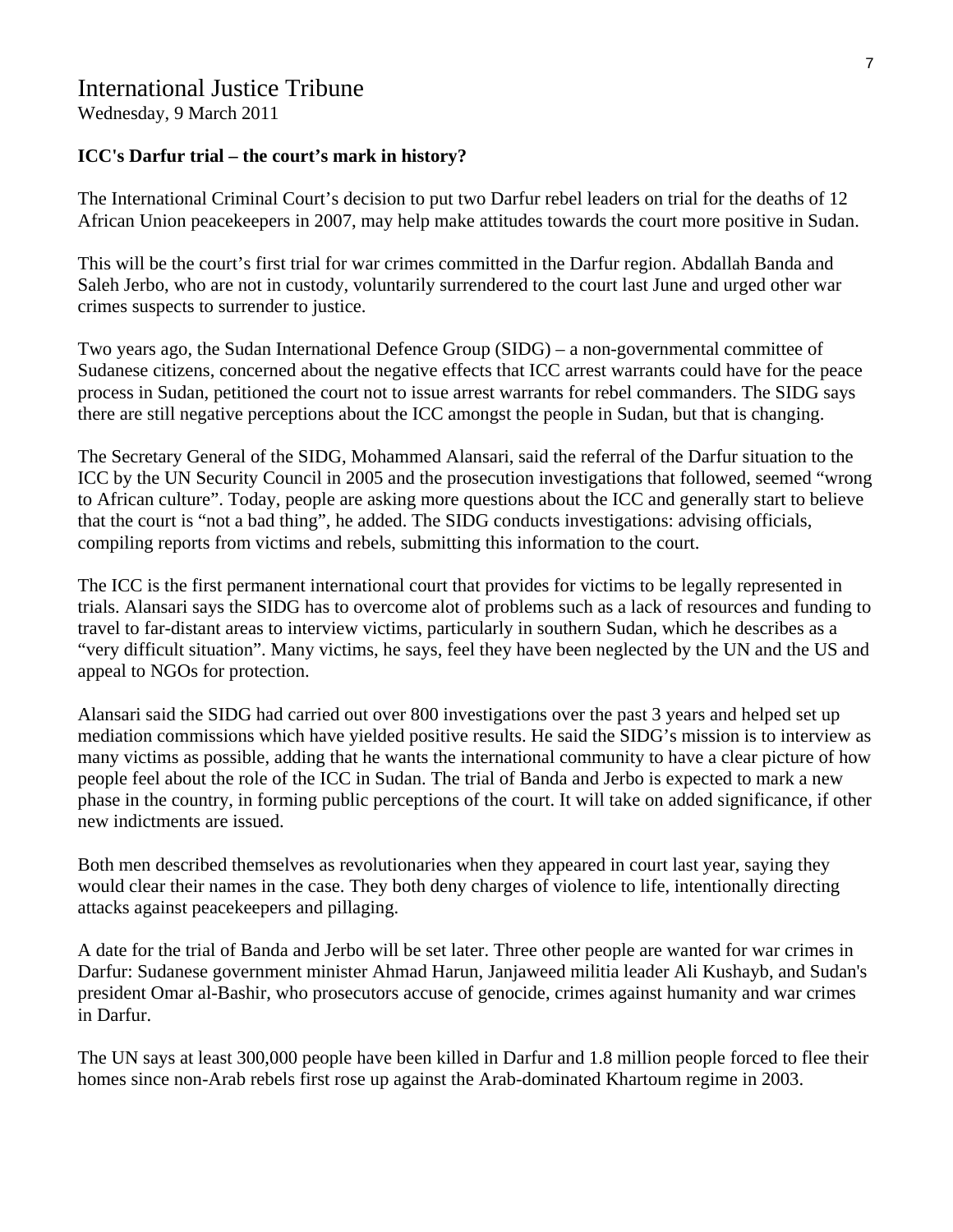International Justice Tribune
Wednesday, 9 March 2011

**ICC's Darfur trial – the court's mark in history?**

The International Criminal Court's decision to put two Darfur rebel leaders on trial for the deaths of 12 African Union peacekeepers in 2007, may help make attitudes towards the court more positive in Sudan.

This will be the court's first trial for war crimes committed in the Darfur region. Abdallah Banda and Saleh Jerbo, who are not in custody, voluntarily surrendered to the court last June and urged other war crimes suspects to surrender to justice.

Two years ago, the Sudan International Defence Group (SIDG) – a non-governmental committee of Sudanese citizens, concerned about the negative effects that ICC arrest warrants could have for the peace process in Sudan, petitioned the court not to issue arrest warrants for rebel commanders. The SIDG says there are still negative perceptions about the ICC amongst the people in Sudan, but that is changing.

The Secretary General of the SIDG, Mohammed Alansari, said the referral of the Darfur situation to the ICC by the UN Security Council in 2005 and the prosecution investigations that followed, seemed "wrong to African culture". Today, people are asking more questions about the ICC and generally start to believe that the court is "not a bad thing", he added. The SIDG conducts investigations: advising officials, compiling reports from victims and rebels, submitting this information to the court.

The ICC is the first permanent international court that provides for victims to be legally represented in trials. Alansari says the SIDG has to overcome alot of problems such as a lack of resources and funding to travel to far-distant areas to interview victims, particularly in southern Sudan, which he describes as a "very difficult situation". Many victims, he says, feel they have been neglected by the UN and the US and appeal to NGOs for protection.

Alansari said the SIDG had carried out over 800 investigations over the past 3 years and helped set up mediation commissions which have yielded positive results. He said the SIDG's mission is to interview as many victims as possible, adding that he wants the international community to have a clear picture of how people feel about the role of the ICC in Sudan. The trial of Banda and Jerbo is expected to mark a new phase in the country, in forming public perceptions of the court. It will take on added significance, if other new indictments are issued.

Both men described themselves as revolutionaries when they appeared in court last year, saying they would clear their names in the case. They both deny charges of violence to life, intentionally directing attacks against peacekeepers and pillaging.

A date for the trial of Banda and Jerbo will be set later. Three other people are wanted for war crimes in Darfur: Sudanese government minister Ahmad Harun, Janjaweed militia leader Ali Kushayb, and Sudan's president Omar al-Bashir, who prosecutors accuse of genocide, crimes against humanity and war crimes in Darfur.

The UN says at least 300,000 people have been killed in Darfur and 1.8 million people forced to flee their homes since non-Arab rebels first rose up against the Arab-dominated Khartoum regime in 2003.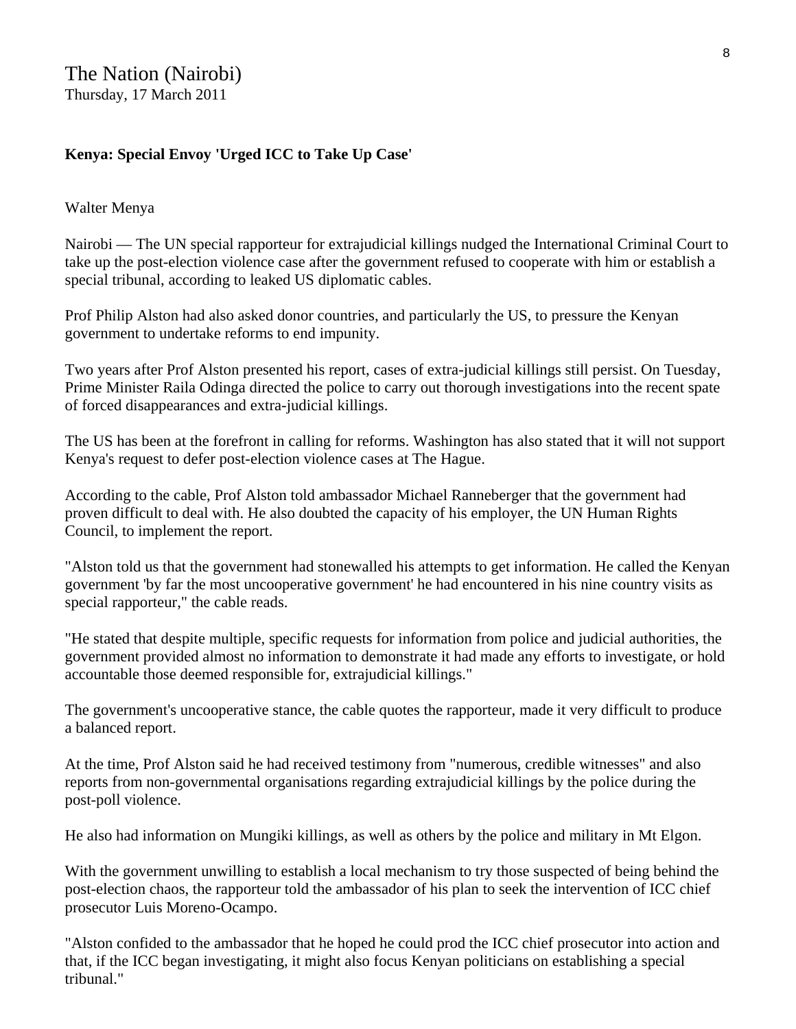The Nation (Nairobi)
Thursday, 17 March 2011

**Kenya: Special Envoy 'Urged ICC to Take Up Case'**

Walter Menya

Nairobi — The UN special rapporteur for extrajudicial killings nudged the International Criminal Court to take up the post-election violence case after the government refused to cooperate with him or establish a special tribunal, according to leaked US diplomatic cables.

Prof Philip Alston had also asked donor countries, and particularly the US, to pressure the Kenyan government to undertake reforms to end impunity.

Two years after Prof Alston presented his report, cases of extra-judicial killings still persist. On Tuesday, Prime Minister Raila Odinga directed the police to carry out thorough investigations into the recent spate of forced disappearances and extra-judicial killings.

The US has been at the forefront in calling for reforms. Washington has also stated that it will not support Kenya's request to defer post-election violence cases at The Hague.

According to the cable, Prof Alston told ambassador Michael Ranneberger that the government had proven difficult to deal with. He also doubted the capacity of his employer, the UN Human Rights Council, to implement the report.

"Alston told us that the government had stonewalled his attempts to get information. He called the Kenyan government 'by far the most uncooperative government' he had encountered in his nine country visits as special rapporteur," the cable reads.

"He stated that despite multiple, specific requests for information from police and judicial authorities, the government provided almost no information to demonstrate it had made any efforts to investigate, or hold accountable those deemed responsible for, extrajudicial killings."

The government's uncooperative stance, the cable quotes the rapporteur, made it very difficult to produce a balanced report.

At the time, Prof Alston said he had received testimony from "numerous, credible witnesses" and also reports from non-governmental organisations regarding extrajudicial killings by the police during the post-poll violence.

He also had information on Mungiki killings, as well as others by the police and military in Mt Elgon.

With the government unwilling to establish a local mechanism to try those suspected of being behind the post-election chaos, the rapporteur told the ambassador of his plan to seek the intervention of ICC chief prosecutor Luis Moreno-Ocampo.

"Alston confided to the ambassador that he hoped he could prod the ICC chief prosecutor into action and that, if the ICC began investigating, it might also focus Kenyan politicians on establishing a special tribunal."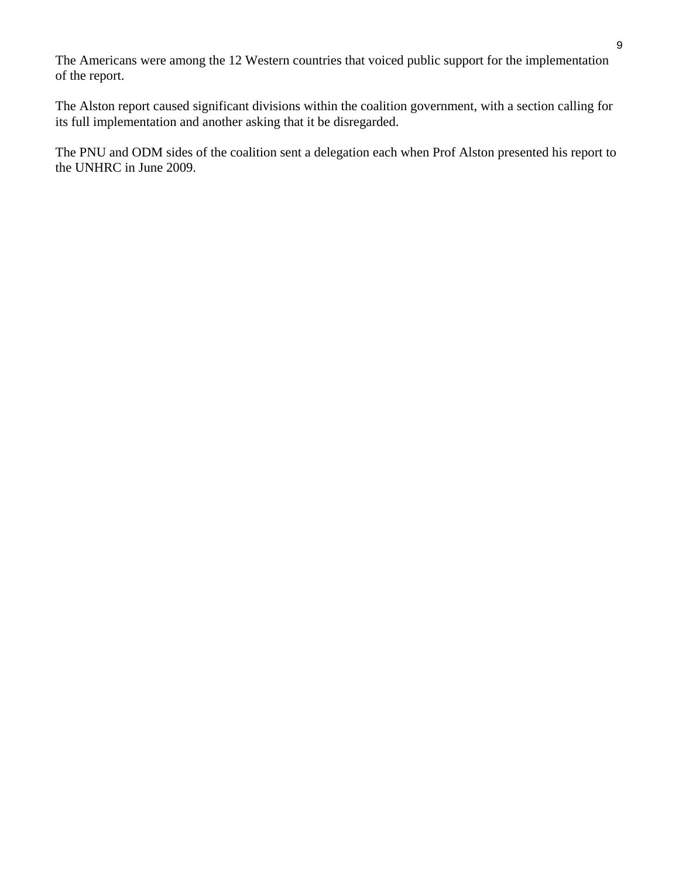The Americans were among the 12 Western countries that voiced public support for the implementation of the report.

The Alston report caused significant divisions within the coalition government, with a section calling for its full implementation and another asking that it be disregarded.

The PNU and ODM sides of the coalition sent a delegation each when Prof Alston presented his report to the UNHRC in June 2009.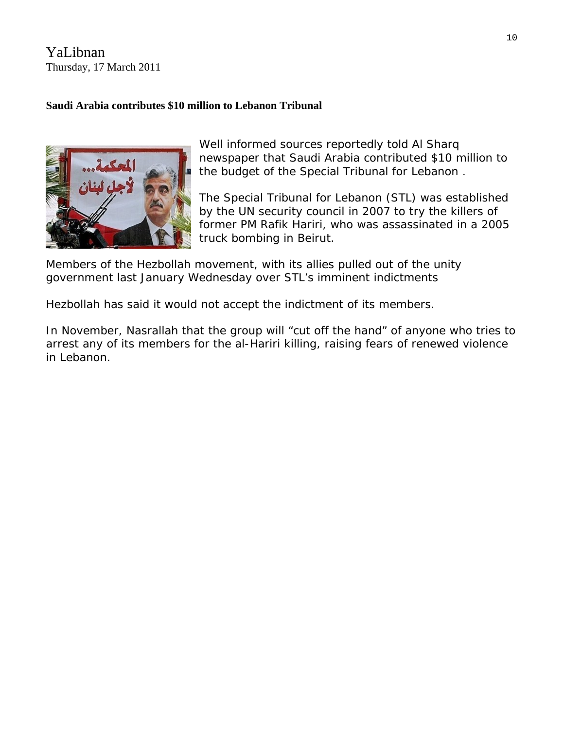YaLibnan
Thursday, 17 March 2011

**Saudi Arabia contributes $10 million to Lebanon Tribunal**

Well informed sources reportedly told Al Sharq newspaper that Saudi Arabia contributed $10 million to the budget of the Special Tribunal for Lebanon .

The Special Tribunal for Lebanon (STL) was established by the UN security council in 2007 to try the killers of former PM Rafik Hariri, who was assassinated in a 2005 truck bombing in Beirut.

Members of the Hezbollah movement, with its allies pulled out of the unity government last January Wednesday over STL's imminent indictments

Hezbollah has said it would not accept the indictment of its members.

In November, Nasrallah that the group will "cut off the hand" of anyone who tries to arrest any of its members for the al-Hariri killing, raising fears of renewed violence in Lebanon.